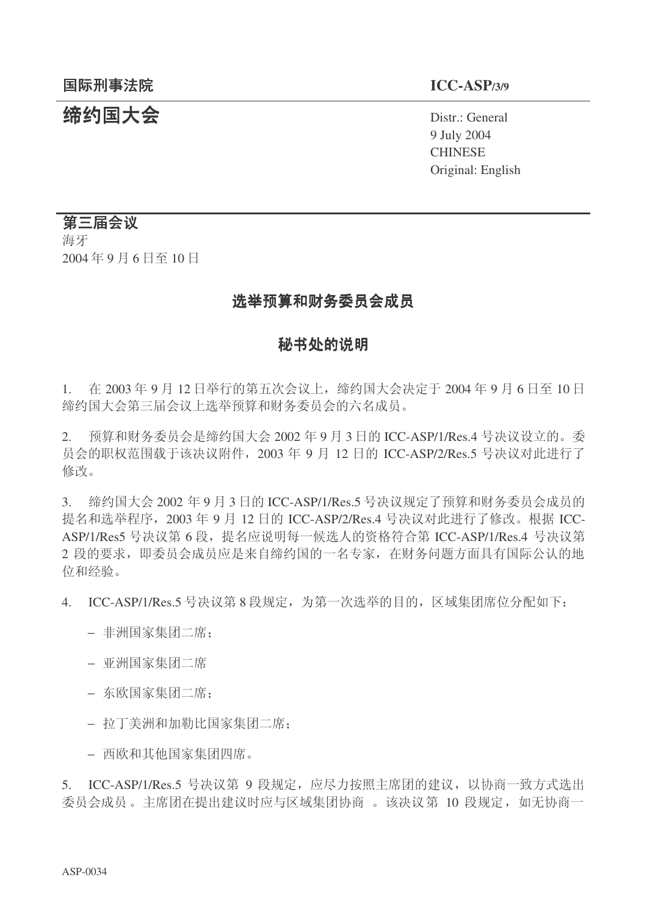国际刑事法院　　　　　　　　　　　　　　　　　　　　　　　　**ICC-ASP/3/9**

# 缔约国大会

Distr.: General
9 July 2004
CHINESE
Original: English

**第三届会议**
海牙
2004 年 9 月 6 日至 10 日

## 选举预算和财务委员会成员

## 秘书处的说明

1. 在 2003 年 9 月 12 日举行的第五次会议上，缔约国大会决定于 2004 年 9 月 6 日至 10 日缔约国大会第三届会议上选举预算和财务委员会的六名成员。

2. 预算和财务委员会是缔约国大会 2002 年 9 月 3 日的 ICC-ASP/1/Res.4 号决议设立的。委员会的职权范围载于该决议附件，2003 年 9 月 12 日的 ICC-ASP/2/Res.5 号决议对此进行了修改。

3. 缔约国大会 2002 年 9 月 3 日的 ICC-ASP/1/Res.5 号决议规定了预算和财务委员会成员的提名和选举程序，2003 年 9 月 12 日的 ICC-ASP/2/Res.4 号决议对此进行了修改。根据 ICC-ASP/1/Res5 号决议第 6 段，提名应说明每一候选人的资格符合第 ICC-ASP/1/Res.4 号决议第 2 段的要求，即委员会成员应是来自缔约国的一名专家，在财务问题方面具有国际公认的地位和经验。

4. ICC-ASP/1/Res.5 号决议第 8 段规定，为第一次选举的目的，区域集团席位分配如下：

– 非洲国家集团二席；

– 亚洲国家集团二席

– 东欧国家集团二席；

– 拉丁美洲和加勒比国家集团二席；

– 西欧和其他国家集团四席。

5. ICC-ASP/1/Res.5 号决议第 9 段规定，应尽力按照主席团的建议，以协商一致方式选出委员会成员。主席团在提出建议时应与区域集团协商 。该决议第 10 段规定，如无协商一

ASP-0034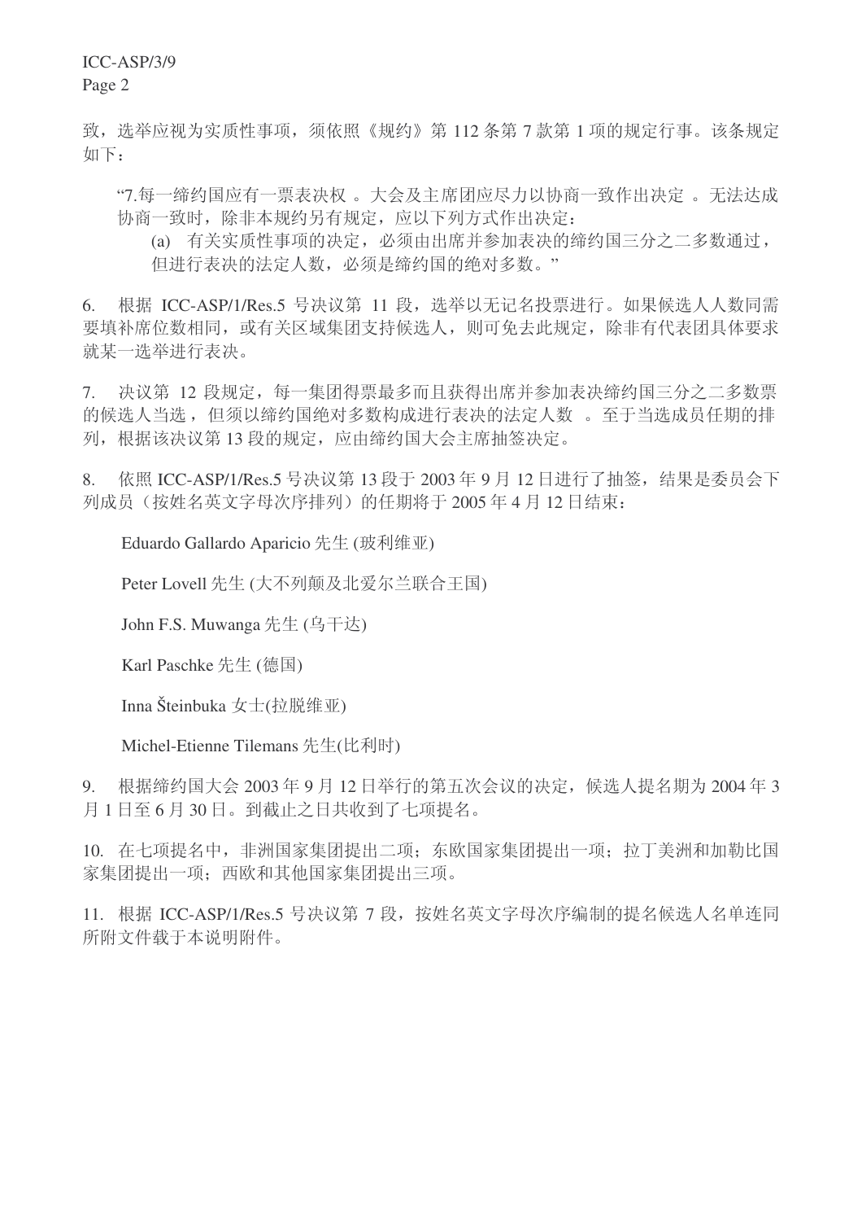致，选举应视为实质性事项，须依照《规约》第 112 条第 7 款第 1 项的规定行事。该条规定如下：

> “7.每一缔约国应有一票表决权 。大会及主席团应尽力以协商一致作出决定 。无法达成协商一致时，除非本规约另有规定，应以下列方式作出决定：
>
> (a) 有关实质性事项的决定，必须由出席并参加表决的缔约国三分之二多数通过，但进行表决的法定人数，必须是缔约国的绝对多数。”

6. 根据 ICC-ASP/1/Res.5 号决议第 11 段，选举以无记名投票进行。如果候选人人数同需要填补席位数相同，或有关区域集团支持候选人，则可免去此规定，除非有代表团具体要求就某一选举进行表决。

7. 决议第 12 段规定，每一集团得票最多而且获得出席并参加表决缔约国三分之二多数票的候选人当选，但须以缔约国绝对多数构成进行表决的法定人数 。至于当选成员任期的排列，根据该决议第 13 段的规定，应由缔约国大会主席抽签决定。

8. 依照 ICC-ASP/1/Res.5 号决议第 13 段于 2003 年 9 月 12 日进行了抽签，结果是委员会下列成员（按姓名英文字母次序排列）的任期将于 2005 年 4 月 12 日结束：

Eduardo Gallardo Aparicio 先生 (玻利维亚)

Peter Lovell 先生 (大不列颠及北爱尔兰联合王国)

John F.S. Muwanga 先生 (乌干达)

Karl Paschke 先生 (德国)

Inna Šteinbuka 女士(拉脱维亚)

Michel-Etienne Tilemans 先生(比利时)

9. 根据缔约国大会 2003 年 9 月 12 日举行的第五次会议的决定，候选人提名期为 2004 年 3 月 1 日至 6 月 30 日。到截止之日共收到了七项提名。

10. 在七项提名中，非洲国家集团提出二项；东欧国家集团提出一项；拉丁美洲和加勒比国家集团提出一项；西欧和其他国家集团提出三项。

11. 根据 ICC-ASP/1/Res.5 号决议第 7 段，按姓名英文字母次序编制的提名候选人名单连同所附文件载于本说明附件。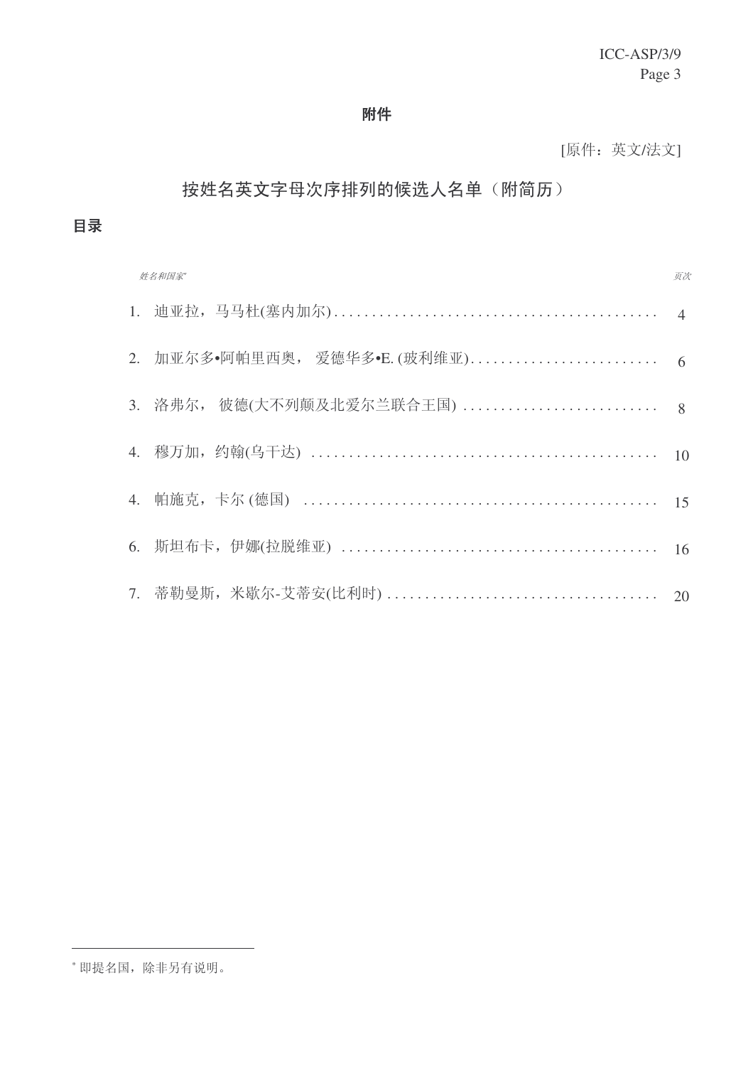**附件**

[原件：英文/法文]

## 按姓名英文字母次序排列的候选人名单（附简历）

## 目录

| *姓名和国家*[*] | *页次* |
| --- | --- |
| 1. 迪亚拉，马马杜(塞内加尔) | 4 |
| 2. 加亚尔多•阿帕里西奥， 爱德华多•E. (玻利维亚) | 6 |
| 3. 洛弗尔， 彼德(大不列颠及北爱尔兰联合王国) | 8 |
| 4. 穆万加，约翰(乌干达) | 10 |
| 4. 帕施克，卡尔 (德国) | 15 |
| 6. 斯坦布卡，伊娜(拉脱维亚) | 16 |
| 7. 蒂勒曼斯，米歇尔-艾蒂安(比利时) | 20 |

[*] 即提名国，除非另有说明。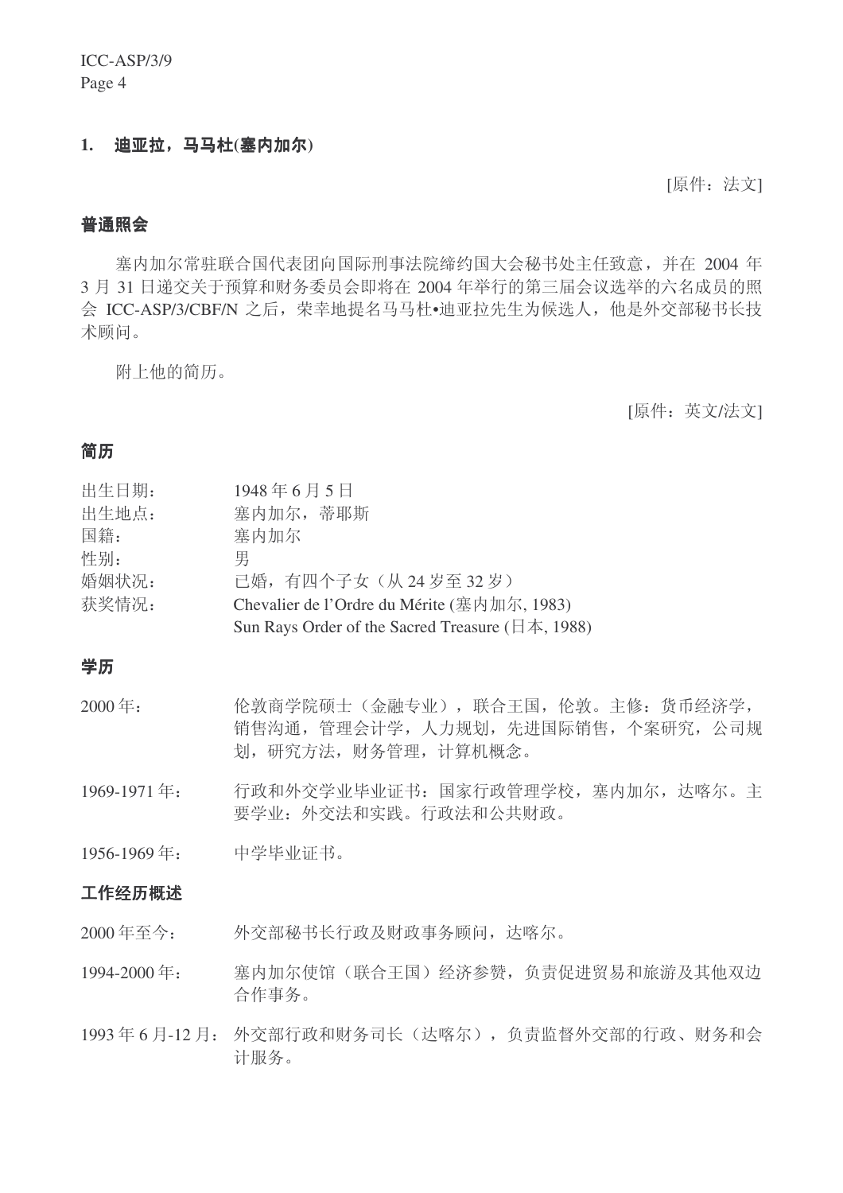### 1. 迪亚拉，马马杜(塞内加尔)

[原件：法文]

#### 普通照会

塞内加尔常驻联合国代表团向国际刑事法院缔约国大会秘书处主任致意，并在 2004 年 3 月 31 日递交关于预算和财务委员会即将在 2004 年举行的第三届会议选举的六名成员的照会 ICC-ASP/3/CBF/N 之后，荣幸地提名马马杜•迪亚拉先生为候选人，他是外交部秘书长技术顾问。

附上他的简历。

[原件：英文/法文]

#### 简历

| | |
|---|---|
| 出生日期： | 1948 年 6 月 5 日 |
| 出生地点： | 塞内加尔，蒂耶斯 |
| 国籍： | 塞内加尔 |
| 性别： | 男 |
| 婚姻状况： | 已婚，有四个子女（从 24 岁至 32 岁） |
| 获奖情况： | Chevalier de l'Ordre du Mérite (塞内加尔, 1983)<br>Sun Rays Order of the Sacred Treasure (日本, 1988) |

#### 学历

2000 年：伦敦商学院硕士（金融专业），联合王国，伦敦。主修：货币经济学，销售沟通，管理会计学，人力规划，先进国际销售，个案研究，公司规划，研究方法，财务管理，计算机概念。

1969-1971 年：行政和外交学业毕业证书：国家行政管理学校，塞内加尔，达喀尔。主要学业：外交法和实践。行政法和公共财政。

1956-1969 年：中学毕业证书。

#### 工作经历概述

2000 年至今：外交部秘书长行政及财政事务顾问，达喀尔。

1994-2000 年：塞内加尔使馆（联合王国）经济参赞，负责促进贸易和旅游及其他双边合作事务。

1993 年 6 月-12 月：外交部行政和财务司长（达喀尔），负责监督外交部的行政、财务和会计服务。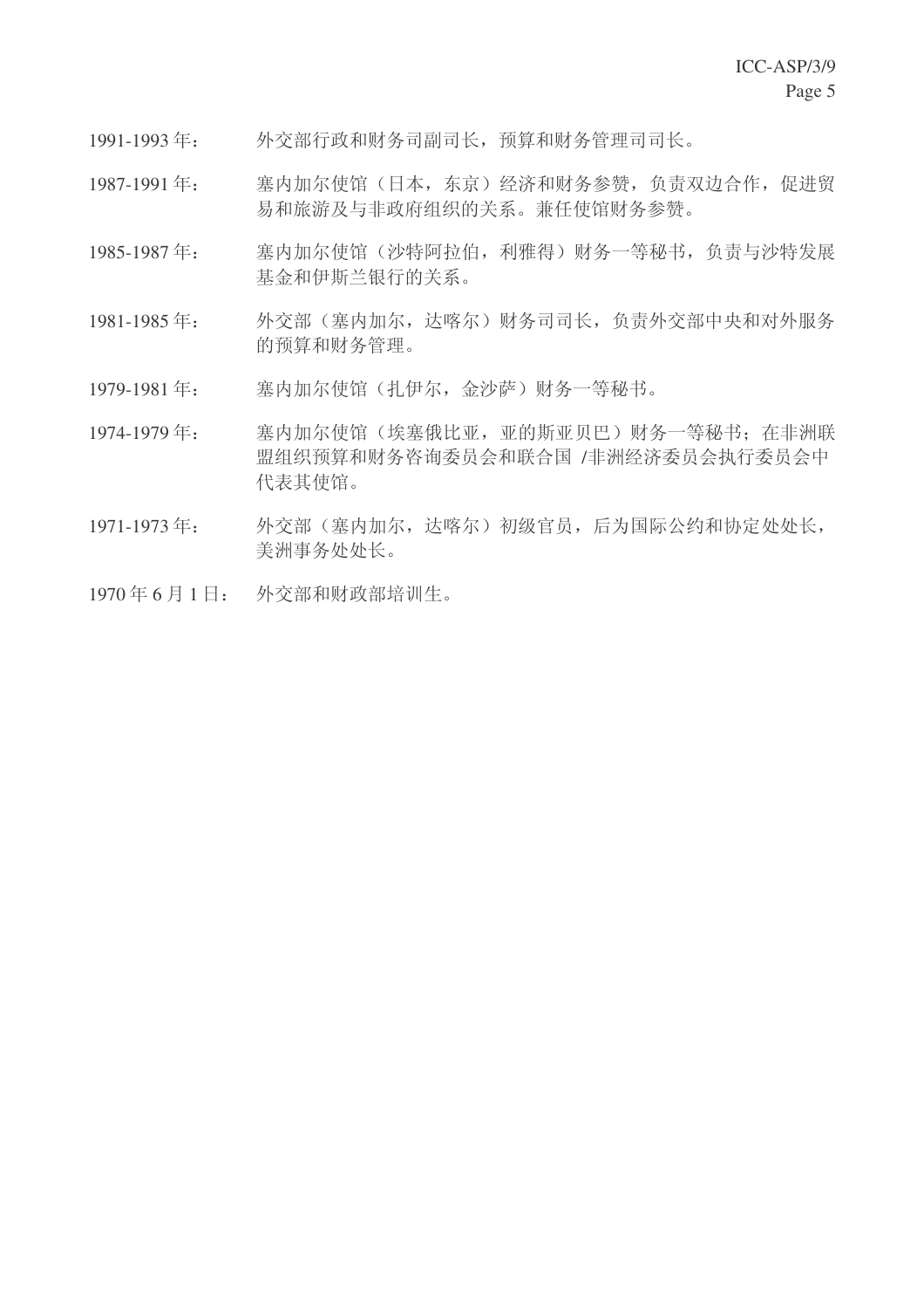1991-1993 年：　外交部行政和财务司副司长，预算和财务管理司司长。

1987-1991 年：　塞内加尔使馆（日本，东京）经济和财务参赞，负责双边合作，促进贸易和旅游及与非政府组织的关系。兼任使馆财务参赞。

1985-1987 年：　塞内加尔使馆（沙特阿拉伯，利雅得）财务一等秘书，负责与沙特发展基金和伊斯兰银行的关系。

1981-1985 年：　外交部（塞内加尔，达喀尔）财务司司长，负责外交部中央和对外服务的预算和财务管理。

1979-1981 年：　塞内加尔使馆（扎伊尔，金沙萨）财务一等秘书。

1974-1979 年：　塞内加尔使馆（埃塞俄比亚，亚的斯亚贝巴）财务一等秘书；在非洲联盟组织预算和财务咨询委员会和联合国 /非洲经济委员会执行委员会中代表其使馆。

1971-1973 年：　外交部（塞内加尔，达喀尔）初级官员，后为国际公约和协定处处长，美洲事务处处长。

1970 年 6 月 1 日：　外交部和财政部培训生。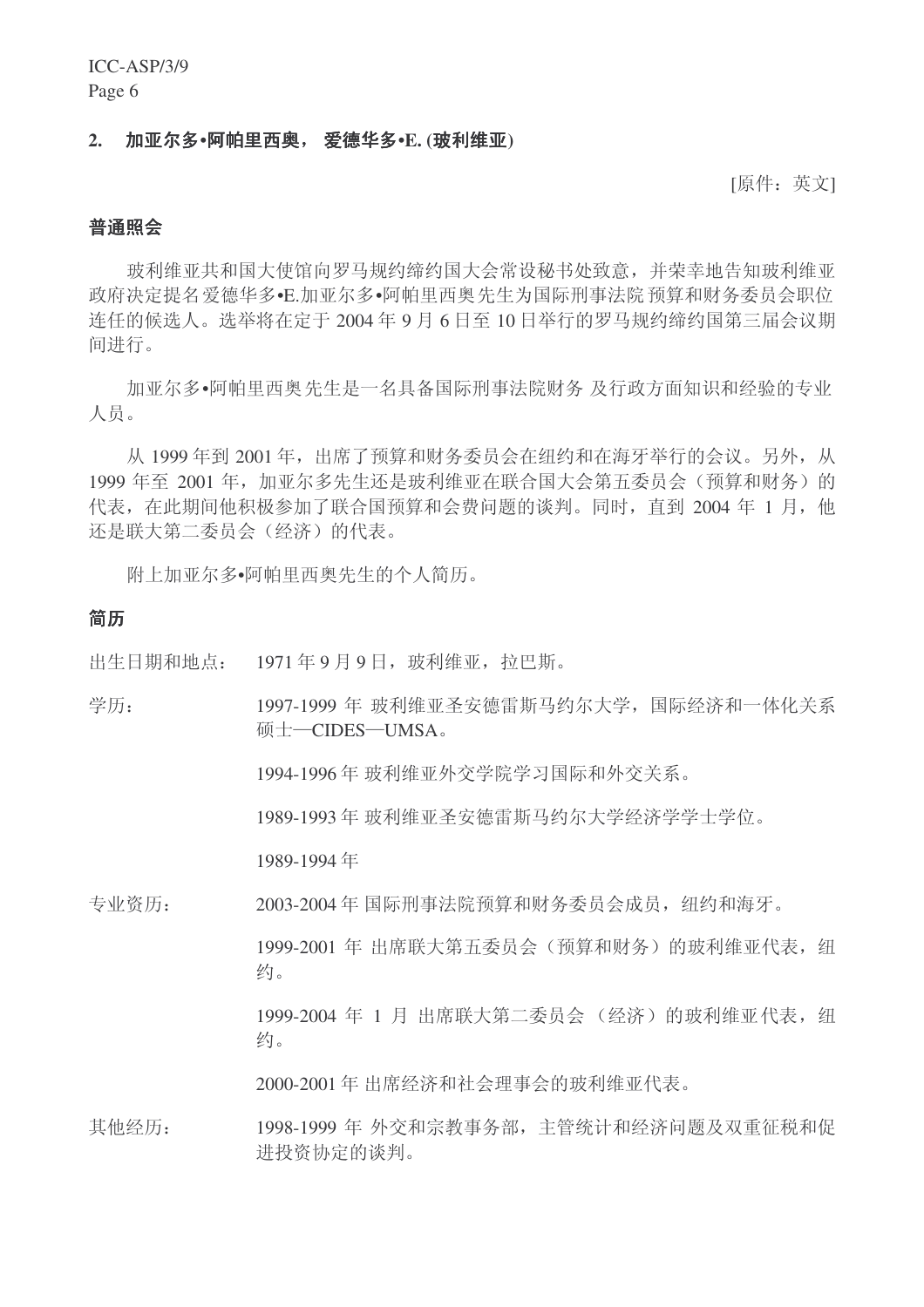## 2. 加亚尔多•阿帕里西奥， 爱德华多•E. (玻利维亚)

[原件：英文]

### 普通照会

玻利维亚共和国大使馆向罗马规约缔约国大会常设秘书处致意，并荣幸地告知玻利维亚政府决定提名爱德华多•E.加亚尔多•阿帕里西奥先生为国际刑事法院预算和财务委员会职位连任的候选人。选举将在定于 2004 年 9 月 6 日至 10 日举行的罗马规约缔约国第三届会议期间进行。

加亚尔多•阿帕里西奥先生是一名具备国际刑事法院财务 及行政方面知识和经验的专业人员。

从 1999 年到 2001 年，出席了预算和财务委员会在纽约和在海牙举行的会议。另外，从 1999 年至 2001 年，加亚尔多先生还是玻利维亚在联合国大会第五委员会（预算和财务）的代表，在此期间他积极参加了联合国预算和会费问题的谈判。同时，直到 2004 年 1 月，他还是联大第二委员会（经济）的代表。

附上加亚尔多•阿帕里西奥先生的个人简历。

### 简历

出生日期和地点： 1971 年 9 月 9 日，玻利维亚，拉巴斯。

学历：

1997-1999 年 玻利维亚圣安德雷斯马约尔大学，国际经济和一体化关系硕士—CIDES—UMSA。

1994-1996 年 玻利维亚外交学院学习国际和外交关系。

1989-1993 年 玻利维亚圣安德雷斯马约尔大学经济学学士学位。

1989-1994 年

专业资历：

2003-2004 年 国际刑事法院预算和财务委员会成员，纽约和海牙。

1999-2001 年 出席联大第五委员会（预算和财务）的玻利维亚代表，纽约。

1999-2004 年 1 月 出席联大第二委员会 （经济）的玻利维亚代表，纽约。

2000-2001 年 出席经济和社会理事会的玻利维亚代表。

其他经历：

1998-1999 年 外交和宗教事务部，主管统计和经济问题及双重征税和促进投资协定的谈判。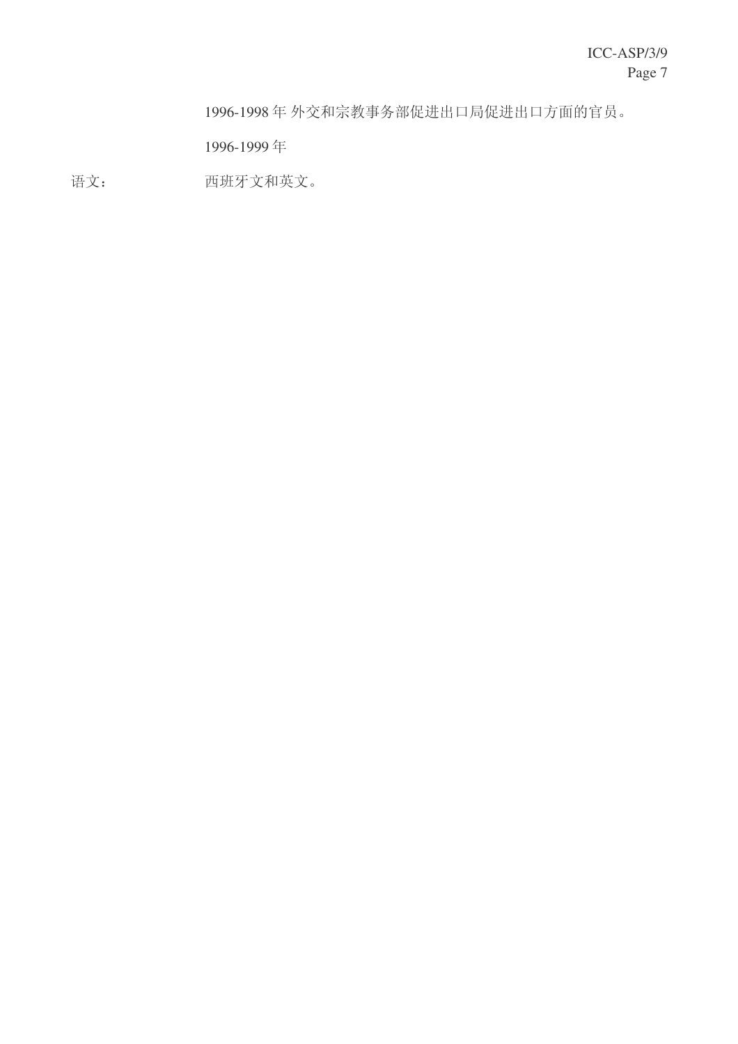1996-1998 年 外交和宗教事务部促进出口局促进出口方面的官员。

1996-1999 年

语文：　　西班牙文和英文。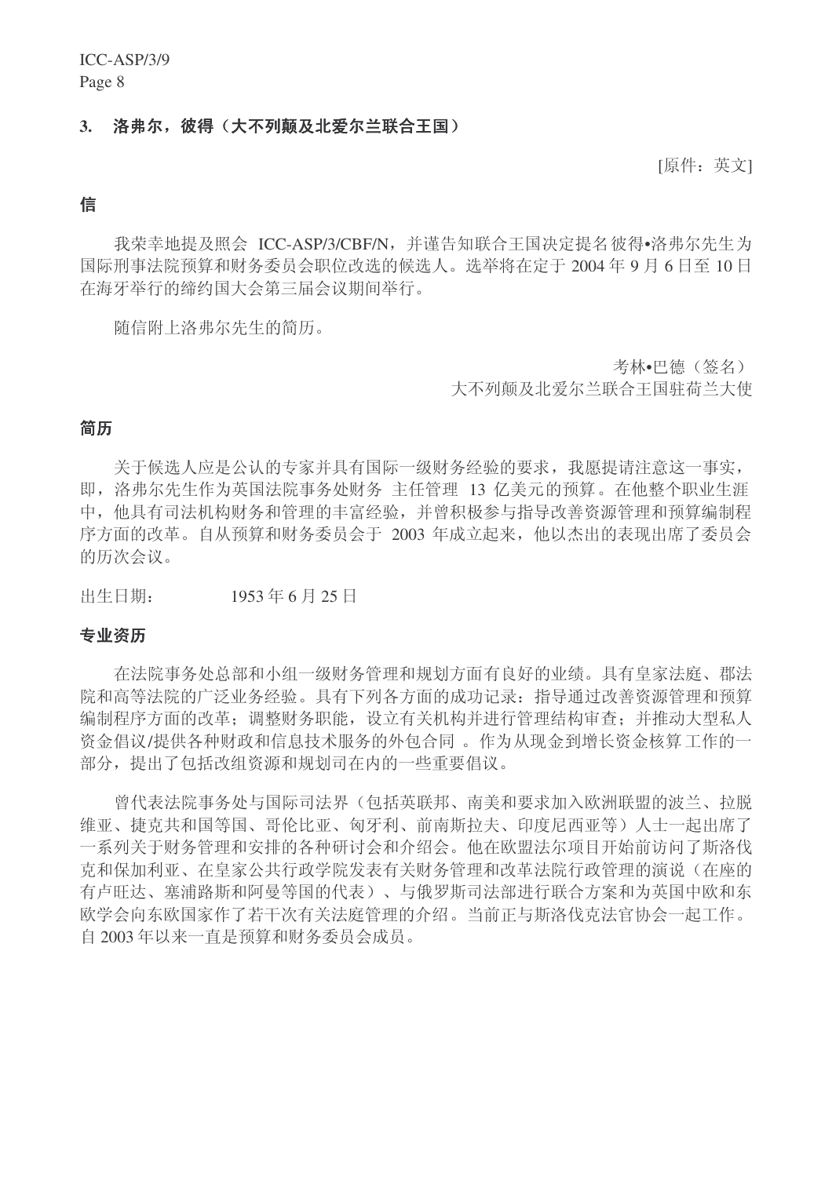### 3. 洛弗尔，彼得（大不列颠及北爱尔兰联合王国）

[原件：英文]

#### 信

我荣幸地提及照会 ICC-ASP/3/CBF/N，并谨告知联合王国决定提名彼得•洛弗尔先生为国际刑事法院预算和财务委员会职位改选的候选人。选举将在定于 2004 年 9 月 6 日至 10 日在海牙举行的缔约国大会第三届会议期间举行。

随信附上洛弗尔先生的简历。

考林•巴德（签名）
大不列颠及北爱尔兰联合王国驻荷兰大使

#### 简历

关于候选人应是公认的专家并具有国际一级财务经验的要求，我愿提请注意这一事实，即，洛弗尔先生作为英国法院事务处财务 主任管理 13 亿美元的预算。在他整个职业生涯中，他具有司法机构财务和管理的丰富经验，并曾积极参与指导改善资源管理和预算编制程序方面的改革。自从预算和财务委员会于 2003 年成立起来，他以杰出的表现出席了委员会的历次会议。

出生日期：　　1953 年 6 月 25 日

#### 专业资历

在法院事务处总部和小组一级财务管理和规划方面有良好的业绩。具有皇家法庭、郡法院和高等法院的广泛业务经验。具有下列各方面的成功记录：指导通过改善资源管理和预算编制程序方面的改革；调整财务职能，设立有关机构并进行管理结构审查；并推动大型私人资金倡议/提供各种财政和信息技术服务的外包合同 。作为从现金到增长资金核算工作的一部分，提出了包括改组资源和规划司在内的一些重要倡议。

曾代表法院事务处与国际司法界（包括英联邦、南美和要求加入欧洲联盟的波兰、拉脱维亚、捷克共和国等国、哥伦比亚、匈牙利、前南斯拉夫、印度尼西亚等）人士一起出席了一系列关于财务管理和安排的各种研讨会和介绍会。他在欧盟法尔项目开始前访问了斯洛伐克和保加利亚、在皇家公共行政学院发表有关财务管理和改革法院行政管理的演说（在座的有卢旺达、塞浦路斯和阿曼等国的代表）、与俄罗斯司法部进行联合方案和为英国中欧和东欧学会向东欧国家作了若干次有关法庭管理的介绍。当前正与斯洛伐克法官协会一起工作。自 2003 年以来一直是预算和财务委员会成员。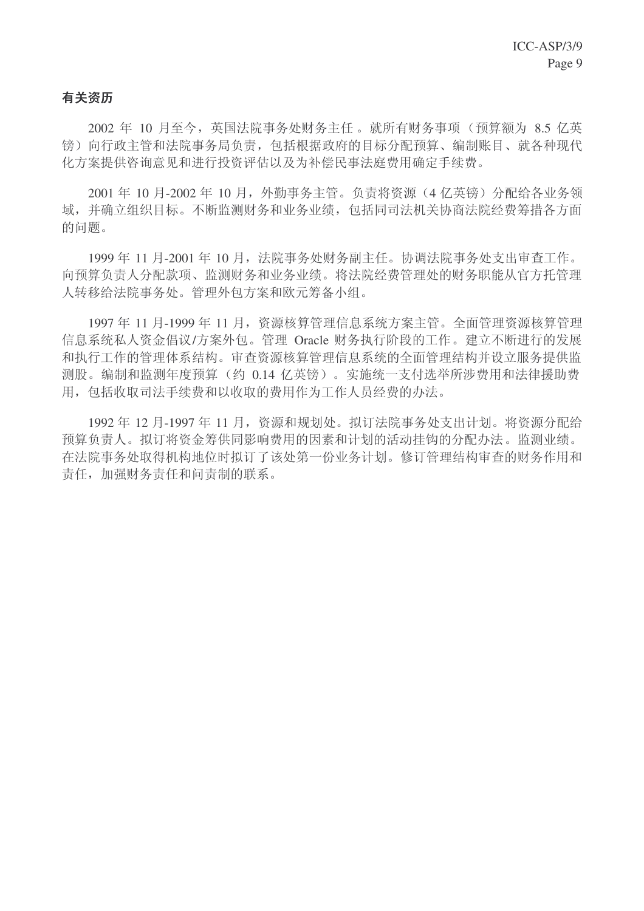**有关资历**

2002 年 10 月至今，英国法院事务处财务主任。就所有财务事项（预算额为 8.5 亿英镑）向行政主管和法院事务局负责，包括根据政府的目标分配预算、编制账目、就各种现代化方案提供咨询意见和进行投资评估以及为补偿民事法庭费用确定手续费。

2001 年 10 月-2002 年 10 月，外勤事务主管。负责将资源（4 亿英镑）分配给各业务领域，并确立组织目标。不断监测财务和业务业绩，包括同司法机关协商法院经费筹措各方面的问题。

1999 年 11 月-2001 年 10 月，法院事务处财务副主任。协调法院事务处支出审查工作。向预算负责人分配款项、监测财务和业务业绩。将法院经费管理处的财务职能从官方托管理人转移给法院事务处。管理外包方案和欧元筹备小组。

1997 年 11 月-1999 年 11 月，资源核算管理信息系统方案主管。全面管理资源核算管理信息系统私人资金倡议/方案外包。管理 Oracle 财务执行阶段的工作。建立不断进行的发展和执行工作的管理体系结构。审查资源核算管理信息系统的全面管理结构并设立服务提供监测股。编制和监测年度预算（约 0.14 亿英镑）。实施统一支付选举所涉费用和法律援助费用，包括收取司法手续费和以收取的费用作为工作人员经费的办法。

1992 年 12 月-1997 年 11 月，资源和规划处。拟订法院事务处支出计划。将资源分配给预算负责人。拟订将资金筹供同影响费用的因素和计划的活动挂钩的分配办法。监测业绩。在法院事务处取得机构地位时拟订了该处第一份业务计划。修订管理结构审查的财务作用和责任，加强财务责任和问责制的联系。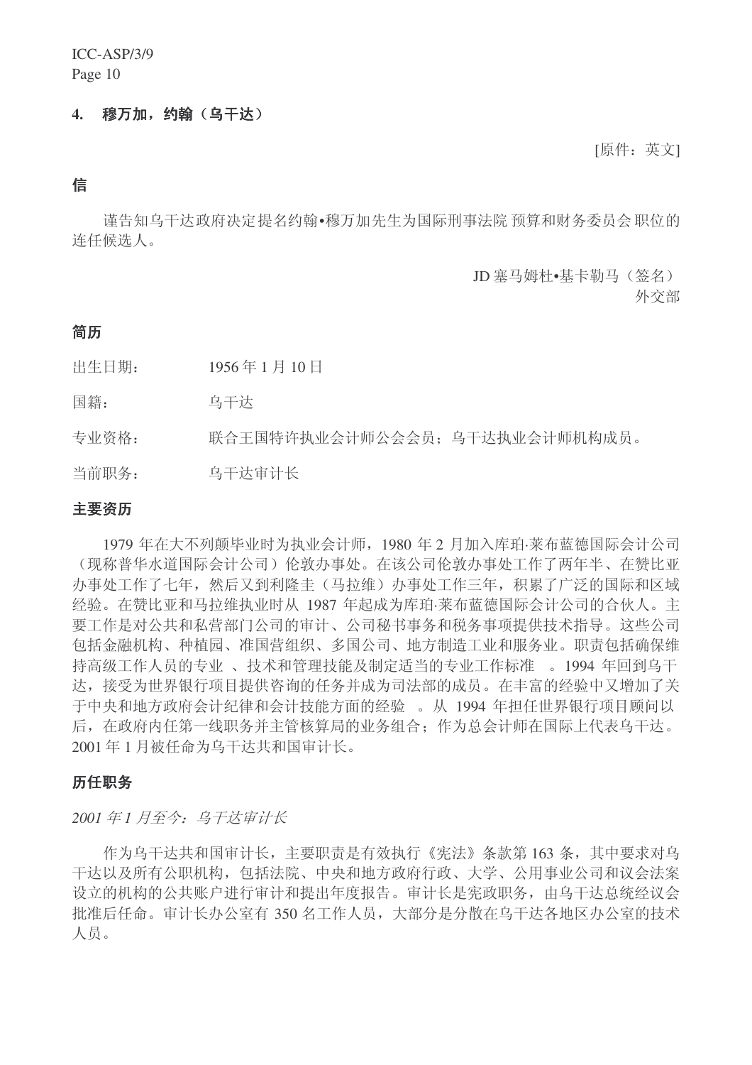## 4. 穆万加，约翰（乌干达）

[原件：英文]

### 信

谨告知乌干达政府决定提名约翰•穆万加先生为国际刑事法院 预算和财务委员会 职位的连任候选人。

JD 塞马姆杜•基卡勒马（签名）
外交部

### 简历

| | |
|---|---|
| 出生日期： | 1956 年 1 月 10 日 |
| 国籍： | 乌干达 |
| 专业资格： | 联合王国特许执业会计师公会会员；乌干达执业会计师机构成员。 |
| 当前职务： | 乌干达审计长 |

### 主要资历

1979 年在大不列颠毕业时为执业会计师，1980 年 2 月加入库珀·莱布蓝德国际会计公司（现称普华水道国际会计公司）伦敦办事处。在该公司伦敦办事处工作了两年半、在赞比亚办事处工作了七年，然后又到利隆圭（马拉维）办事处工作三年，积累了广泛的国际和区域经验。在赞比亚和马拉维执业时从 1987 年起成为库珀·莱布蓝德国际会计公司的合伙人。主要工作是对公共和私营部门公司的审计、公司秘书事务和税务事项提供技术指导。这些公司包括金融机构、种植园、准国营组织、多国公司、地方制造工业和服务业。职责包括确保维持高级工作人员的专业 、技术和管理技能及制定适当的专业工作标准 。1994 年回到乌干达，接受为世界银行项目提供咨询的任务并成为司法部的成员。在丰富的经验中又增加了关于中央和地方政府会计纪律和会计技能方面的经验 。从 1994 年担任世界银行项目顾问以后，在政府内任第一线职务并主管核算局的业务组合；作为总会计师在国际上代表乌干达。2001 年 1 月被任命为乌干达共和国审计长。

### 历任职务

*2001 年 1 月至今：乌干达审计长*

作为乌干达共和国审计长，主要职责是有效执行《宪法》条款第 163 条，其中要求对乌干达以及所有公职机构，包括法院、中央和地方政府行政、大学、公用事业公司和议会法案设立的机构的公共账户进行审计和提出年度报告。审计长是宪政职务，由乌干达总统经议会批准后任命。审计长办公室有 350 名工作人员，大部分是分散在乌干达各地区办公室的技术人员。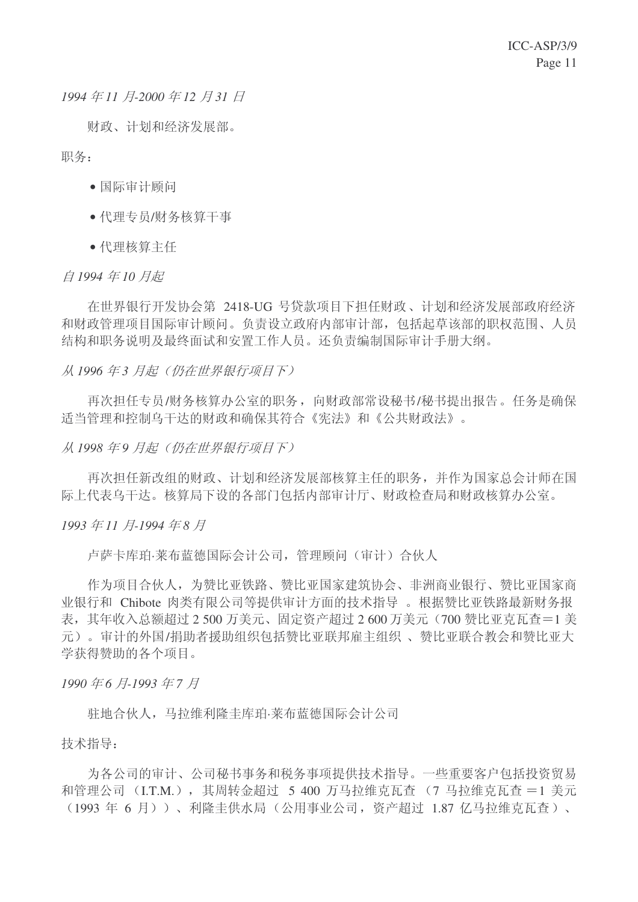*1994 年 11 月-2000 年 12 月 31 日*

财政、计划和经济发展部。

职务：

- 国际审计顾问
- 代理专员/财务核算干事
- 代理核算主任

*自 1994 年 10 月起*

在世界银行开发协会第 2418-UG 号贷款项目下担任财政、计划和经济发展部政府经济和财政管理项目国际审计顾问。负责设立政府内部审计部，包括起草该部的职权范围、人员结构和职务说明及最终面试和安置工作人员。还负责编制国际审计手册大纲。

*从 1996 年 3 月起（仍在世界银行项目下）*

再次担任专员/财务核算办公室的职务，向财政部常设秘书/秘书提出报告。任务是确保适当管理和控制乌干达的财政和确保其符合《宪法》和《公共财政法》。

*从 1998 年 9 月起（仍在世界银行项目下）*

再次担任新改组的财政、计划和经济发展部核算主任的职务，并作为国家总会计师在国际上代表乌干达。核算局下设的各部门包括内部审计厅、财政检查局和财政核算办公室。

*1993 年 11 月-1994 年 8 月*

卢萨卡库珀·莱布蓝德国际会计公司，管理顾问（审计）合伙人

作为项目合伙人，为赞比亚铁路、赞比亚国家建筑协会、非洲商业银行、赞比亚国家商业银行和 Chibote 肉类有限公司等提供审计方面的技术指导 。根据赞比亚铁路最新财务报表，其年收入总额超过 2 500 万美元、固定资产超过 2 600 万美元（700 赞比亚克瓦查＝1 美元）。审计的外国/捐助者援助组织包括赞比亚联邦雇主组织 、赞比亚联合教会和赞比亚大学获得赞助的各个项目。

*1990 年 6 月-1993 年 7 月*

驻地合伙人，马拉维利隆圭库珀·莱布蓝德国际会计公司

技术指导：

为各公司的审计、公司秘书事务和税务事项提供技术指导。一些重要客户包括投资贸易和管理公司（I.T.M.），其周转金超过 5 400 万马拉维克瓦查（7 马拉维克瓦查＝1 美元（1993 年 6 月））、利隆圭供水局（公用事业公司，资产超过 1.87 亿马拉维克瓦查）、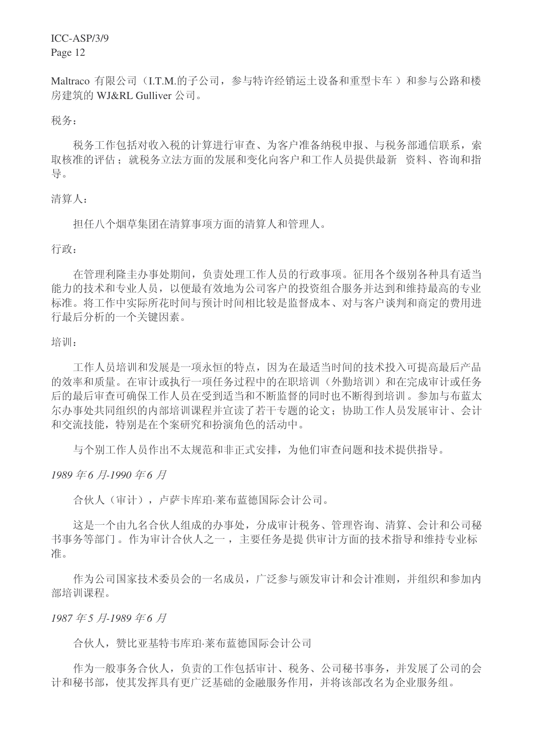Maltraco 有限公司（I.T.M.的子公司，参与特许经销运土设备和重型卡车）和参与公路和楼房建筑的 WJ&RL Gulliver 公司。

税务：

税务工作包括对收入税的计算进行审查、为客户准备纳税申报、与税务部通信联系，索取核准的评估；就税务立法方面的发展和变化向客户和工作人员提供最新 资料、咨询和指导。

清算人：

担任八个烟草集团在清算事项方面的清算人和管理人。

行政：

在管理利隆圭办事处期间，负责处理工作人员的行政事项。征用各个级别各种具有适当能力的技术和专业人员，以便最有效地为公司客户的投资组合服务并达到和维持最高的专业标准。将工作中实际所花时间与预计时间相比较是监督成本、对与客户谈判和商定的费用进行最后分析的一个关键因素。

培训：

工作人员培训和发展是一项永恒的特点，因为在最适当时间的技术投入可提高最后产品的效率和质量。在审计或执行一项任务过程中的在职培训（外勤培训）和在完成审计或任务后的最后审查可确保工作人员在受到适当和不断监督的同时也不断得到培训。参加与布蓝太尔办事处共同组织的内部培训课程并宣读了若干专题的论文；协助工作人员发展审计、会计和交流技能，特别是在个案研究和扮演角色的活动中。

与个别工作人员作出不太规范和非正式安排，为他们审查问题和技术提供指导。

*1989 年 6 月-1990 年 6 月*

合伙人（审计），卢萨卡库珀·莱布蓝德国际会计公司。

这是一个由九名合伙人组成的办事处，分成审计税务、管理咨询、清算、会计和公司秘书事务等部门。作为审计合伙人之一，主要任务是提供审计方面的技术指导和维持专业标准。

作为公司国家技术委员会的一名成员，广泛参与颁发审计和会计准则，并组织和参加内部培训课程。

*1987 年 5 月-1989 年 6 月*

合伙人，赞比亚基特韦库珀·莱布蓝德国际会计公司

作为一般事务合伙人，负责的工作包括审计、税务、公司秘书事务，并发展了公司的会计和秘书部，使其发挥具有更广泛基础的金融服务作用，并将该部改名为企业服务组。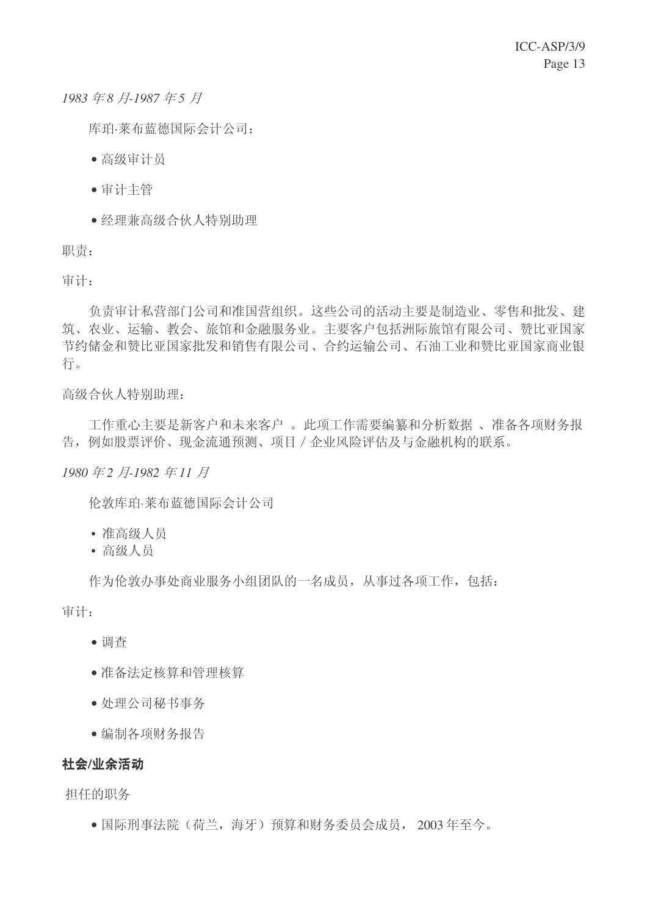*1983 年 8 月-1987 年 5 月*

库珀·莱布蓝德国际会计公司：

- 高级审计员
- 审计主管
- 经理兼高级合伙人特别助理

职责：

审计：

负责审计私营部门公司和准国营组织。这些公司的活动主要是制造业、零售和批发、建筑、农业、运输、教会、旅馆和金融服务业。主要客户包括洲际旅馆有限公司、赞比亚国家节约储金和赞比亚国家批发和销售有限公司、合约运输公司、石油工业和赞比亚国家商业银行。

高级合伙人特别助理：

工作重心主要是新客户和未来客户 。此项工作需要编纂和分析数据 、准备各项财务报告，例如股票评价、现金流通预测、项目 / 企业风险评估及与金融机构的联系。

*1980 年 2 月-1982 年 11 月*

伦敦库珀·莱布蓝德国际会计公司

- 准高级人员
- 高级人员

作为伦敦办事处商业服务小组团队的一名成员，从事过各项工作，包括：

审计：

- 调查
- 准备法定核算和管理核算
- 处理公司秘书事务
- 编制各项财务报告

## 社会/业余活动

担任的职务

- 国际刑事法院（荷兰，海牙）预算和财务委员会成员， 2003 年至今。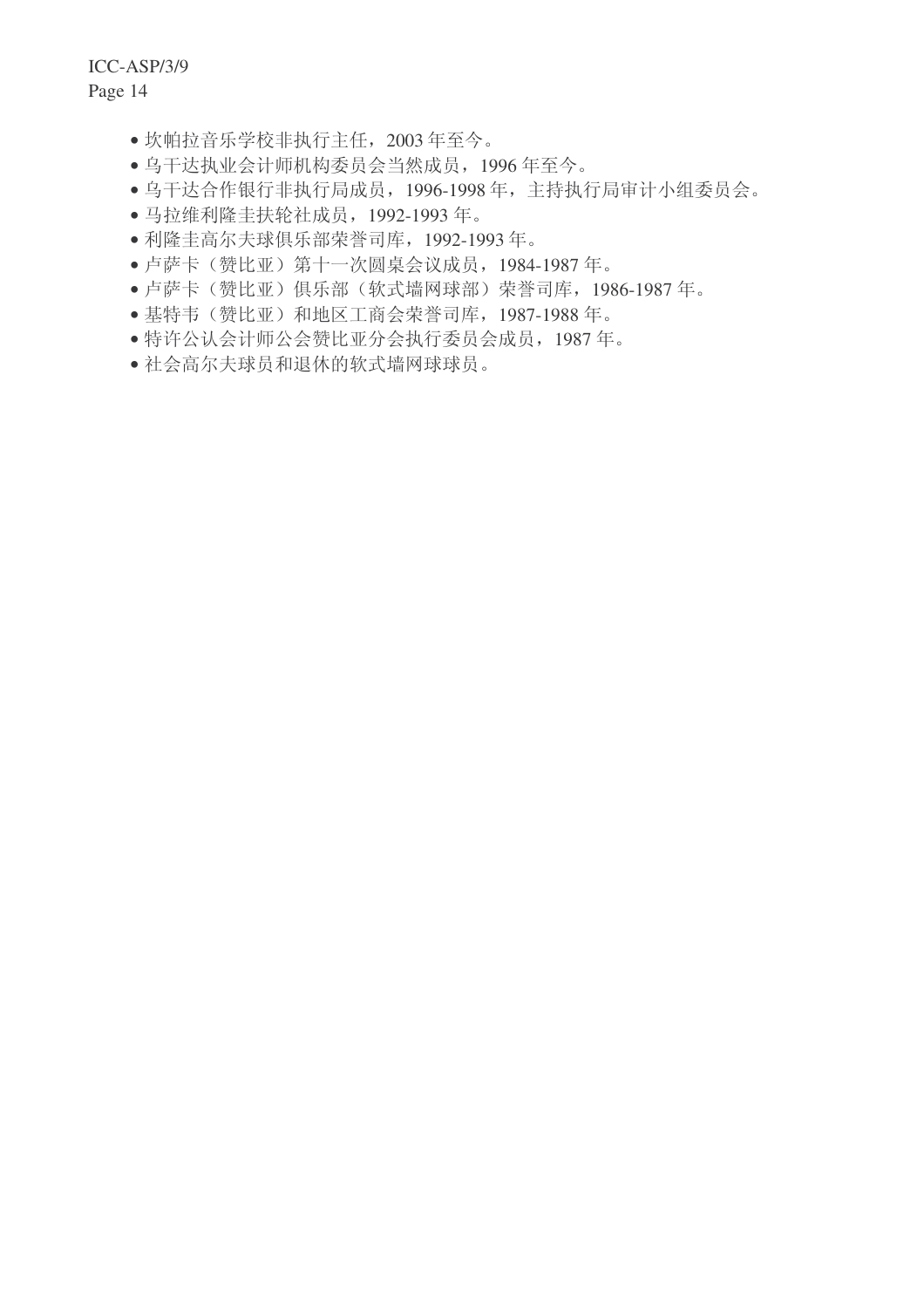- 坎帕拉音乐学校非执行主任，2003 年至今。
- 乌干达执业会计师机构委员会当然成员，1996 年至今。
- 乌干达合作银行非执行局成员，1996-1998 年，主持执行局审计小组委员会。
- 马拉维利隆圭扶轮社成员，1992-1993 年。
- 利隆圭高尔夫球俱乐部荣誉司库，1992-1993 年。
- 卢萨卡（赞比亚）第十一次圆桌会议成员，1984-1987 年。
- 卢萨卡（赞比亚）俱乐部（软式墙网球部）荣誉司库，1986-1987 年。
- 基特韦（赞比亚）和地区工商会荣誉司库，1987-1988 年。
- 特许公认会计师公会赞比亚分会执行委员会成员，1987 年。
- 社会高尔夫球员和退休的软式墙网球球员。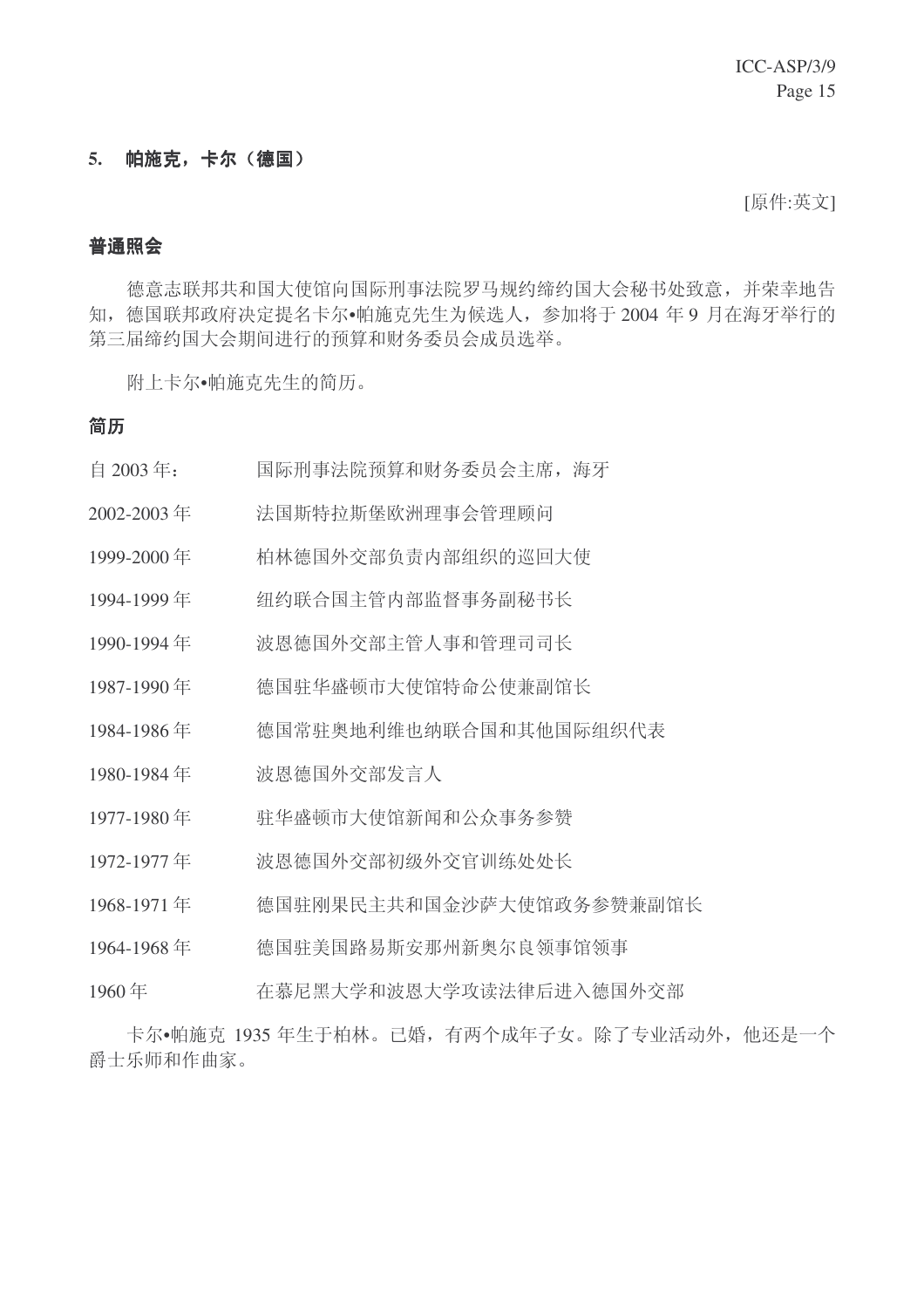## 5. 帕施克，卡尔（德国）

[原件:英文]

### 普通照会

德意志联邦共和国大使馆向国际刑事法院罗马规约缔约国大会秘书处致意，并荣幸地告知，德国联邦政府决定提名卡尔•帕施克先生为候选人，参加将于 2004 年 9 月在海牙举行的第三届缔约国大会期间进行的预算和财务委员会成员选举。

附上卡尔•帕施克先生的简历。

### 简历

| | |
|---|---|
| 自 2003 年： | 国际刑事法院预算和财务委员会主席，海牙 |
| 2002-2003 年 | 法国斯特拉斯堡欧洲理事会管理顾问 |
| 1999-2000 年 | 柏林德国外交部负责内部组织的巡回大使 |
| 1994-1999 年 | 纽约联合国主管内部监督事务副秘书长 |
| 1990-1994 年 | 波恩德国外交部主管人事和管理司司长 |
| 1987-1990 年 | 德国驻华盛顿市大使馆特命公使兼副馆长 |
| 1984-1986 年 | 德国常驻奥地利维也纳联合国和其他国际组织代表 |
| 1980-1984 年 | 波恩德国外交部发言人 |
| 1977-1980 年 | 驻华盛顿市大使馆新闻和公众事务参赞 |
| 1972-1977 年 | 波恩德国外交部初级外交官训练处处长 |
| 1968-1971 年 | 德国驻刚果民主共和国金沙萨大使馆政务参赞兼副馆长 |
| 1964-1968 年 | 德国驻美国路易斯安那州新奥尔良领事馆领事 |
| 1960 年 | 在慕尼黑大学和波恩大学攻读法律后进入德国外交部 |

卡尔•帕施克 1935 年生于柏林。已婚，有两个成年子女。除了专业活动外，他还是一个爵士乐师和作曲家。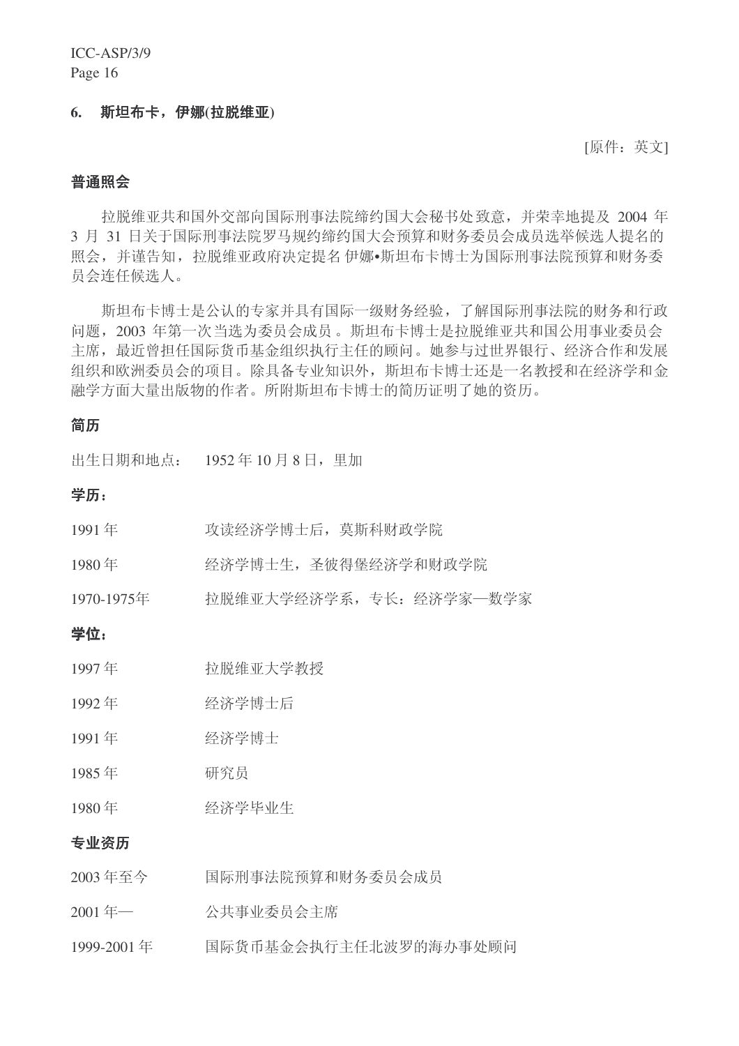### 6. 斯坦布卡，伊娜(拉脱维亚)

[原件：英文]

**普通照会**

拉脱维亚共和国外交部向国际刑事法院缔约国大会秘书处致意，并荣幸地提及 2004 年 3 月 31 日关于国际刑事法院罗马规约缔约国大会预算和财务委员会成员选举候选人提名的照会，并谨告知，拉脱维亚政府决定提名 伊娜•斯坦布卡博士为国际刑事法院预算和财务委员会连任候选人。

斯坦布卡博士是公认的专家并具有国际一级财务经验，了解国际刑事法院的财务和行政问题，2003 年第一次当选为委员会成员 。斯坦布卡博士是拉脱维亚共和国公用事业委员会主席，最近曾担任国际货币基金组织执行主任的顾问。她参与过世界银行、经济合作和发展组织和欧洲委员会的项目。除具备专业知识外，斯坦布卡博士还是一名教授和在经济学和金融学方面大量出版物的作者。所附斯坦布卡博士的简历证明了她的资历。

**简历**

出生日期和地点：　1952 年 10 月 8 日，里加

**学历：**

| | |
|---|---|
| 1991 年 | 攻读经济学博士后，莫斯科财政学院 |
| 1980 年 | 经济学博士生，圣彼得堡经济学和财政学院 |
| 1970-1975年 | 拉脱维亚大学经济学系，专长：经济学家—数学家 |

**学位：**

| | |
|---|---|
| 1997 年 | 拉脱维亚大学教授 |
| 1992 年 | 经济学博士后 |
| 1991 年 | 经济学博士 |
| 1985 年 | 研究员 |
| 1980 年 | 经济学毕业生 |

**专业资历**

| | |
|---|---|
| 2003 年至今 | 国际刑事法院预算和财务委员会成员 |
| 2001 年— | 公共事业委员会主席 |
| 1999-2001 年 | 国际货币基金会执行主任北波罗的海办事处顾问 |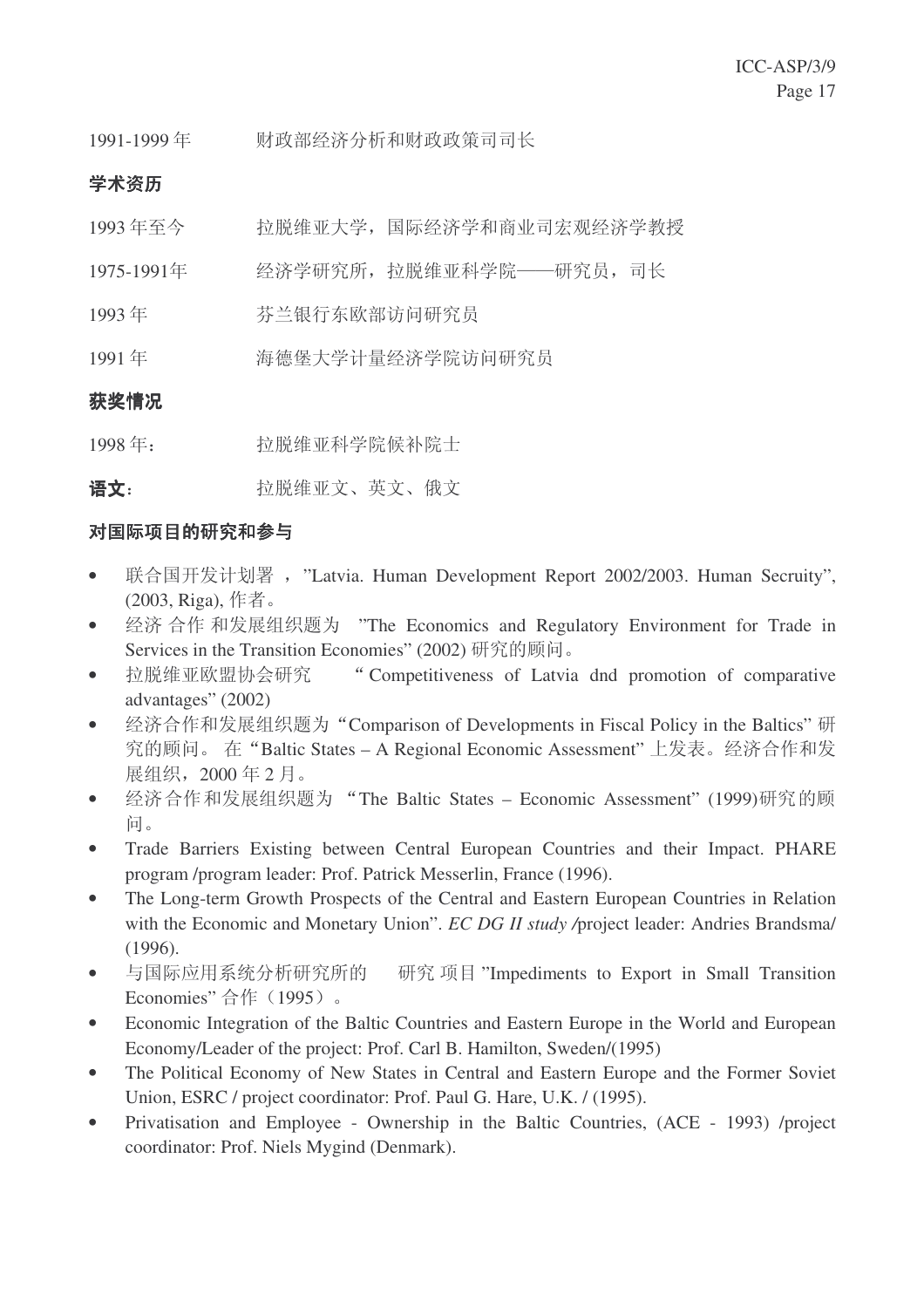1991-1999 年　　财政部经济分析和财政政策司司长

**学术资历**

1993 年至今　　拉脱维亚大学，国际经济学和商业司宏观经济学教授

1975-1991年　　经济学研究所，拉脱维亚科学院——研究员，司长

1993 年　　芬兰银行东欧部访问研究员

1991 年　　海德堡大学计量经济学院访问研究员

**获奖情况**

1998 年：　　拉脱维亚科学院候补院士

**语文**：　　拉脱维亚文、英文、俄文

**对国际项目的研究和参与**

- 联合国开发计划署 ，"Latvia. Human Development Report 2002/2003. Human Secruity", (2003, Riga), 作者。
- 经济 合作 和发展组织题为 "The Economics and Regulatory Environment for Trade in Services in the Transition Economies" (2002) 研究的顾问。
- 拉脱维亚欧盟协会研究 " Competitiveness of Latvia dnd promotion of comparative advantages" (2002)
- 经济合作和发展组织题为"Comparison of Developments in Fiscal Policy in the Baltics" 研究的顾问。 在"Baltic States – A Regional Economic Assessment" 上发表。经济合作和发展组织，2000 年 2 月。
- 经济合作和发展组织题为 "The Baltic States – Economic Assessment" (1999)研究的顾问。
- Trade Barriers Existing between Central European Countries and their Impact. PHARE program /program leader: Prof. Patrick Messerlin, France (1996).
- The Long-term Growth Prospects of the Central and Eastern European Countries in Relation with the Economic and Monetary Union". *EC DG II study /*project leader: Andries Brandsma/ (1996).
- 与国际应用系统分析研究所的 研究 项目 "Impediments to Export in Small Transition Economies" 合作（1995）。
- Economic Integration of the Baltic Countries and Eastern Europe in the World and European Economy/Leader of the project: Prof. Carl B. Hamilton, Sweden/(1995)
- The Political Economy of New States in Central and Eastern Europe and the Former Soviet Union, ESRC / project coordinator: Prof. Paul G. Hare, U.K. / (1995).
- Privatisation and Employee - Ownership in the Baltic Countries, (ACE - 1993) /project coordinator: Prof. Niels Mygind (Denmark).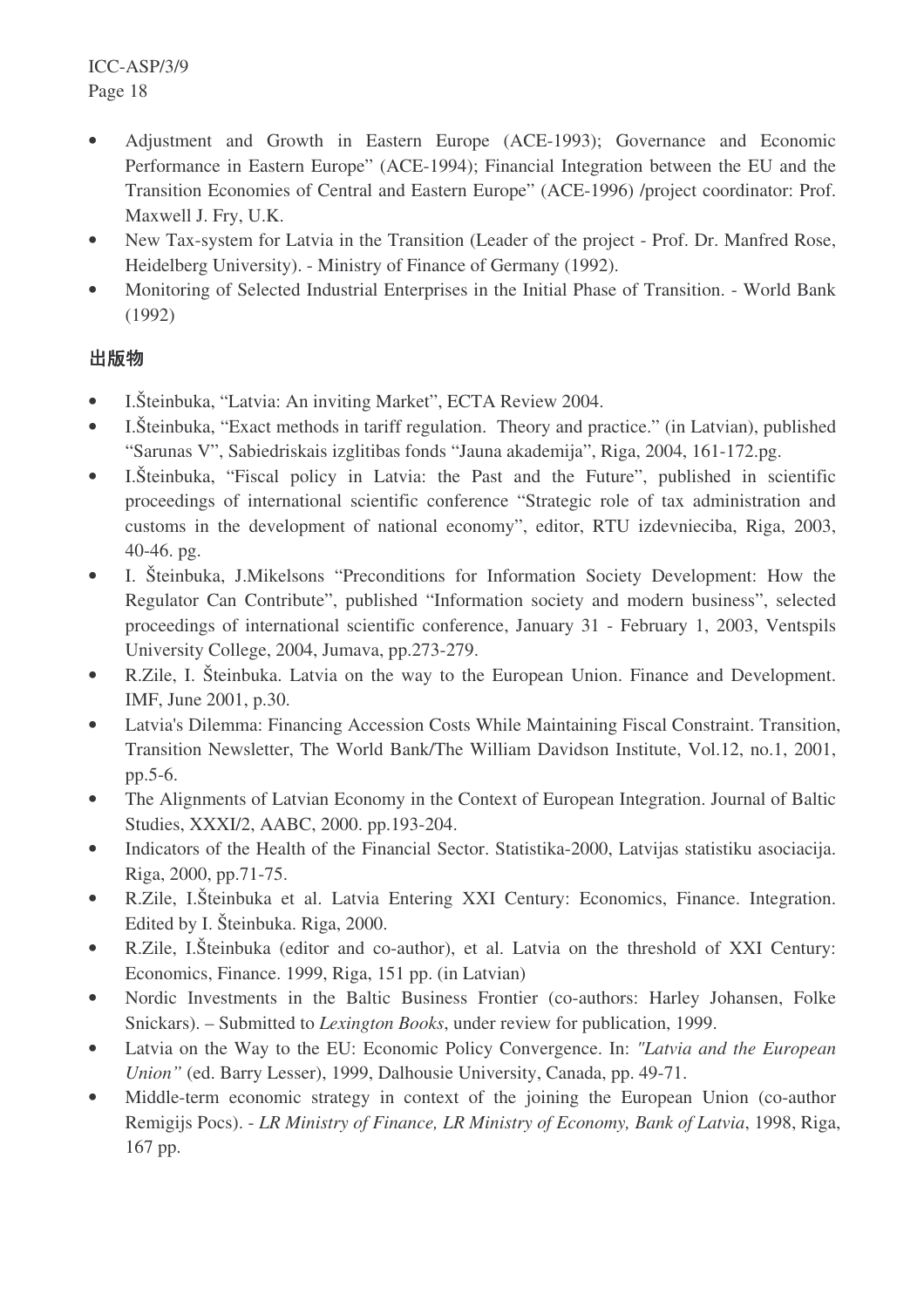- Adjustment and Growth in Eastern Europe (ACE-1993); Governance and Economic Performance in Eastern Europe" (ACE-1994); Financial Integration between the EU and the Transition Economies of Central and Eastern Europe" (ACE-1996) /project coordinator: Prof. Maxwell J. Fry, U.K.
- New Tax-system for Latvia in the Transition (Leader of the project - Prof. Dr. Manfred Rose, Heidelberg University). - Ministry of Finance of Germany (1992).
- Monitoring of Selected Industrial Enterprises in the Initial Phase of Transition. - World Bank (1992)

## 出版物

- I.Šteinbuka, "Latvia: An inviting Market", ECTA Review 2004.
- I.Šteinbuka, "Exact methods in tariff regulation. Theory and practice." (in Latvian), published "Sarunas V", Sabiedriskais izglitibas fonds "Jauna akademija", Riga, 2004, 161-172.pg.
- I.Šteinbuka, "Fiscal policy in Latvia: the Past and the Future", published in scientific proceedings of international scientific conference "Strategic role of tax administration and customs in the development of national economy", editor, RTU izdevnieciba, Riga, 2003, 40-46. pg.
- I. Šteinbuka, J.Mikelsons "Preconditions for Information Society Development: How the Regulator Can Contribute", published "Information society and modern business", selected proceedings of international scientific conference, January 31 - February 1, 2003, Ventspils University College, 2004, Jumava, pp.273-279.
- R.Zile, I. Šteinbuka. Latvia on the way to the European Union. Finance and Development. IMF, June 2001, p.30.
- Latvia's Dilemma: Financing Accession Costs While Maintaining Fiscal Constraint. Transition, Transition Newsletter, The World Bank/The William Davidson Institute, Vol.12, no.1, 2001, pp.5-6.
- The Alignments of Latvian Economy in the Context of European Integration. Journal of Baltic Studies, XXXI/2, AABC, 2000. pp.193-204.
- Indicators of the Health of the Financial Sector. Statistika-2000, Latvijas statistiku asociacija. Riga, 2000, pp.71-75.
- R.Zile, I.Šteinbuka et al. Latvia Entering XXI Century: Economics, Finance. Integration. Edited by I. Šteinbuka. Riga, 2000.
- R.Zile, I.Šteinbuka (editor and co-author), et al. Latvia on the threshold of XXI Century: Economics, Finance. 1999, Riga, 151 pp. (in Latvian)
- Nordic Investments in the Baltic Business Frontier (co-authors: Harley Johansen, Folke Snickars). – Submitted to *Lexington Books*, under review for publication, 1999.
- Latvia on the Way to the EU: Economic Policy Convergence. In: *"Latvia and the European Union"* (ed. Barry Lesser), 1999, Dalhousie University, Canada, pp. 49-71.
- Middle-term economic strategy in context of the joining the European Union (co-author Remigijs Pocs). - *LR Ministry of Finance, LR Ministry of Economy, Bank of Latvia*, 1998, Riga, 167 pp.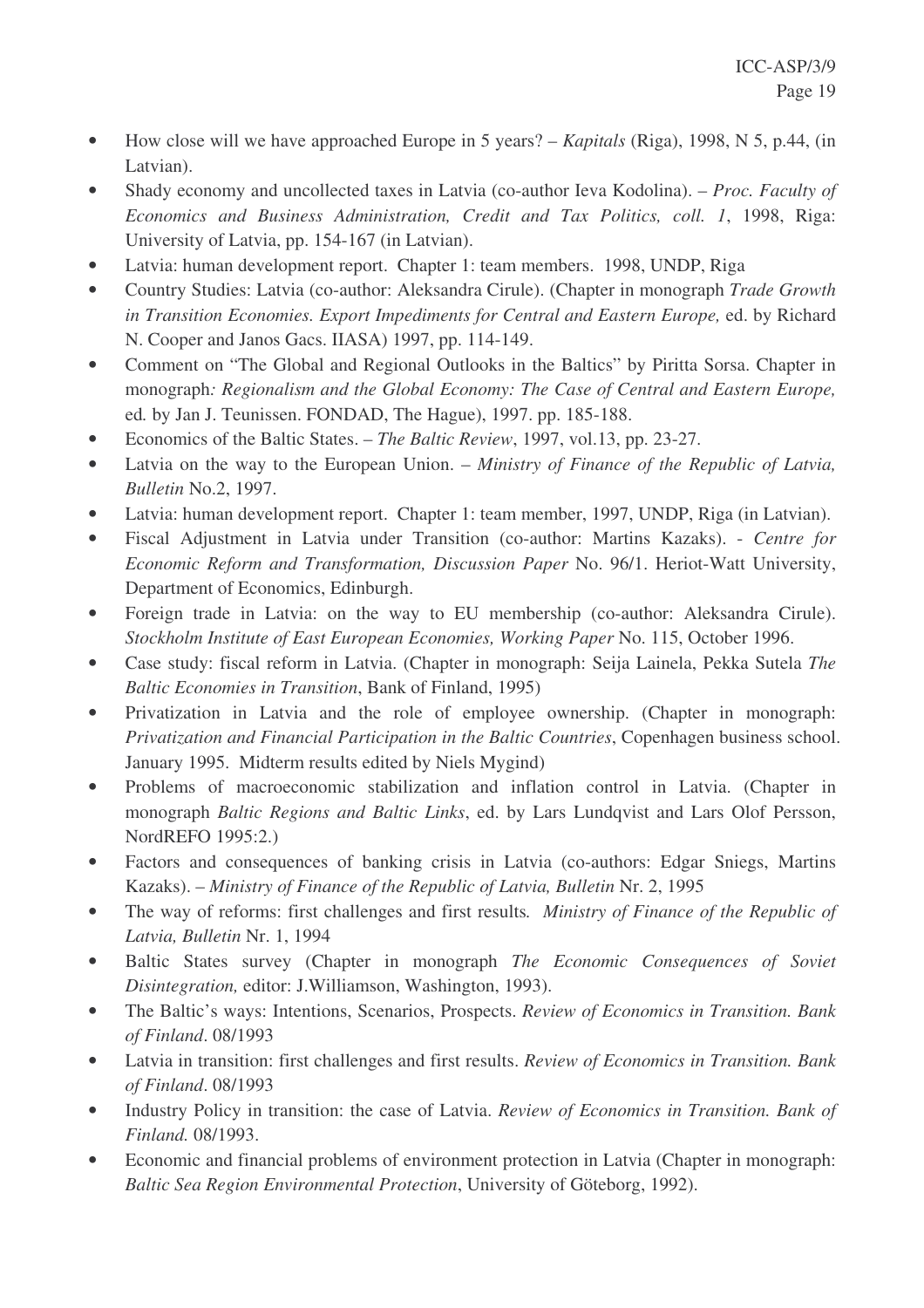- How close will we have approached Europe in 5 years? – *Kapitals* (Riga), 1998, N 5, p.44, (in Latvian).
- Shady economy and uncollected taxes in Latvia (co-author Ieva Kodolina). – *Proc. Faculty of Economics and Business Administration, Credit and Tax Politics, coll. 1*, 1998, Riga: University of Latvia, pp. 154-167 (in Latvian).
- Latvia: human development report. Chapter 1: team members. 1998, UNDP, Riga
- Country Studies: Latvia (co-author: Aleksandra Cirule). (Chapter in monograph *Trade Growth in Transition Economies. Export Impediments for Central and Eastern Europe,* ed. by Richard N. Cooper and Janos Gacs. IIASA) 1997, pp. 114-149.
- Comment on "The Global and Regional Outlooks in the Baltics" by Piritta Sorsa. Chapter in monograph*: Regionalism and the Global Economy: The Case of Central and Eastern Europe,* ed*.* by Jan J. Teunissen. FONDAD, The Hague), 1997. pp. 185-188.
- Economics of the Baltic States. – *The Baltic Review*, 1997, vol.13, pp. 23-27.
- Latvia on the way to the European Union. – *Ministry of Finance of the Republic of Latvia, Bulletin* No.2, 1997.
- Latvia: human development report. Chapter 1: team member, 1997, UNDP, Riga (in Latvian).
- Fiscal Adjustment in Latvia under Transition (co-author: Martins Kazaks). - *Centre for Economic Reform and Transformation, Discussion Paper* No. 96/1. Heriot-Watt University, Department of Economics, Edinburgh.
- Foreign trade in Latvia: on the way to EU membership (co-author: Aleksandra Cirule). *Stockholm Institute of East European Economies, Working Paper* No. 115, October 1996.
- Case study: fiscal reform in Latvia. (Chapter in monograph: Seija Lainela, Pekka Sutela *The Baltic Economies in Transition*, Bank of Finland, 1995)
- Privatization in Latvia and the role of employee ownership. (Chapter in monograph: *Privatization and Financial Participation in the Baltic Countries*, Copenhagen business school. January 1995. Midterm results edited by Niels Mygind)
- Problems of macroeconomic stabilization and inflation control in Latvia. (Chapter in monograph *Baltic Regions and Baltic Links*, ed. by Lars Lundqvist and Lars Olof Persson, NordREFO 1995:2.)
- Factors and consequences of banking crisis in Latvia (co-authors: Edgar Sniegs, Martins Kazaks). – *Ministry of Finance of the Republic of Latvia, Bulletin* Nr. 2, 1995
- The way of reforms: first challenges and first results*. Ministry of Finance of the Republic of Latvia, Bulletin* Nr. 1, 1994
- Baltic States survey (Chapter in monograph *The Economic Consequences of Soviet Disintegration,* editor: J.Williamson, Washington, 1993).
- The Baltic's ways: Intentions, Scenarios, Prospects. *Review of Economics in Transition. Bank of Finland*. 08/1993
- Latvia in transition: first challenges and first results. *Review of Economics in Transition. Bank of Finland*. 08/1993
- Industry Policy in transition: the case of Latvia. *Review of Economics in Transition. Bank of Finland.* 08/1993.
- Economic and financial problems of environment protection in Latvia (Chapter in monograph: *Baltic Sea Region Environmental Protection*, University of Göteborg, 1992).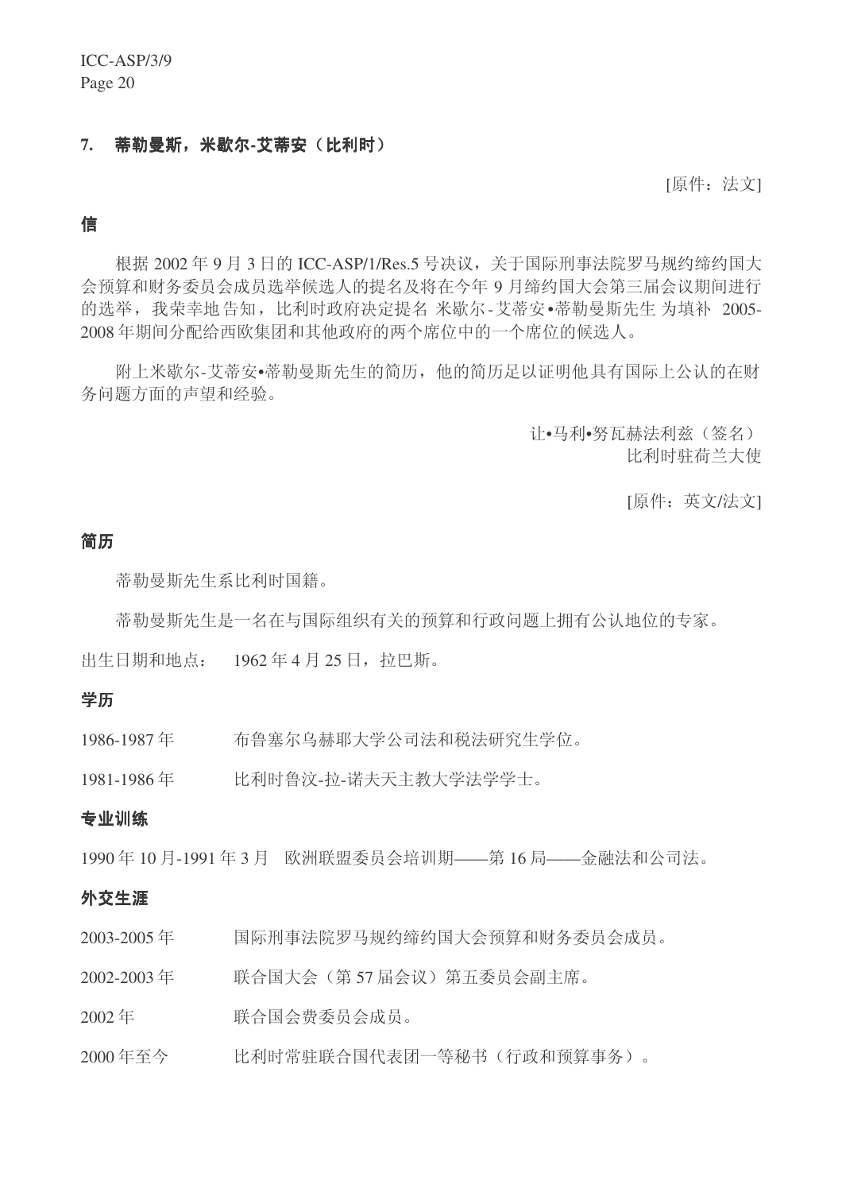## 7. 蒂勒曼斯，米歇尔-艾蒂安（比利时）

[原件：法文]

### 信

根据 2002 年 9 月 3 日的 ICC-ASP/1/Res.5 号决议，关于国际刑事法院罗马规约缔约国大会预算和财务委员会成员选举候选人的提名及将在今年 9 月缔约国大会第三届会议期间进行的选举，我荣幸地告知，比利时政府决定提名 米歇尔-艾蒂安•蒂勒曼斯先生 为填补 2005-2008 年期间分配给西欧集团和其他政府的两个席位中的一个席位的候选人。

附上米歇尔-艾蒂安•蒂勒曼斯先生的简历，他的简历足以证明他具有国际上公认的在财务问题方面的声望和经验。

让•马利•努瓦赫法利兹（签名）
比利时驻荷兰大使

[原件：英文/法文]

### 简历

蒂勒曼斯先生系比利时国籍。

蒂勒曼斯先生是一名在与国际组织有关的预算和行政问题上拥有公认地位的专家。

出生日期和地点： 1962 年 4 月 25 日，拉巴斯。

### 学历

1986-1987 年 布鲁塞尔乌赫耶大学公司法和税法研究生学位。

1981-1986 年 比利时鲁汶-拉-诺夫天主教大学法学学士。

### 专业训练

1990 年 10 月-1991 年 3 月 欧洲联盟委员会培训期——第 16 局——金融法和公司法。

### 外交生涯

2003-2005 年 国际刑事法院罗马规约缔约国大会预算和财务委员会成员。

2002-2003 年 联合国大会（第 57 届会议）第五委员会副主席。

2002 年 联合国会费委员会成员。

2000 年至今 比利时常驻联合国代表团一等秘书（行政和预算事务）。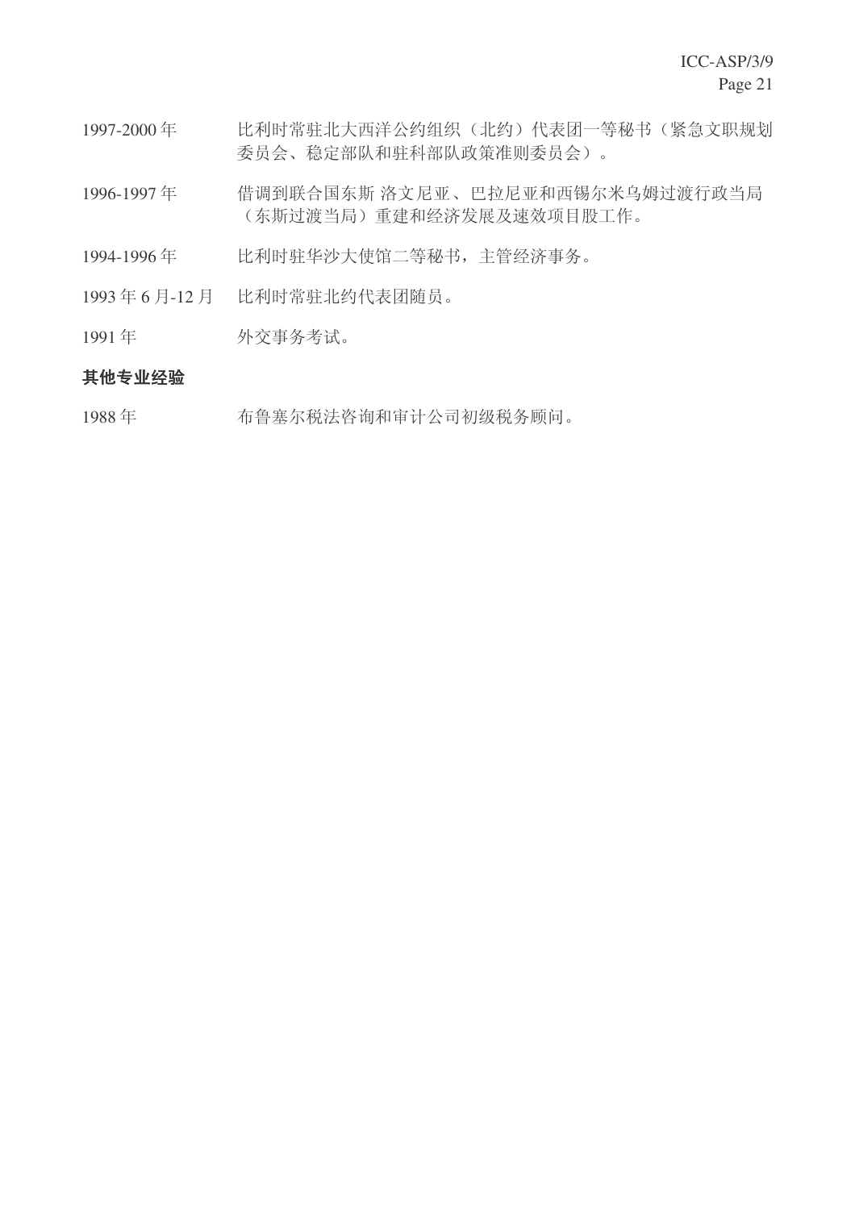1997-2000 年　比利时常驻北大西洋公约组织（北约）代表团一等秘书（紧急文职规划委员会、稳定部队和驻科部队政策准则委员会）。

1996-1997 年　借调到联合国东斯 洛文尼亚、巴拉尼亚和西锡尔米乌姆过渡行政当局（东斯过渡当局）重建和经济发展及速效项目股工作。

1994-1996 年　比利时驻华沙大使馆二等秘书，主管经济事务。

1993 年 6 月-12 月　比利时常驻北约代表团随员。

1991 年　外交事务考试。

**其他专业经验**

1988 年　布鲁塞尔税法咨询和审计公司初级税务顾问。